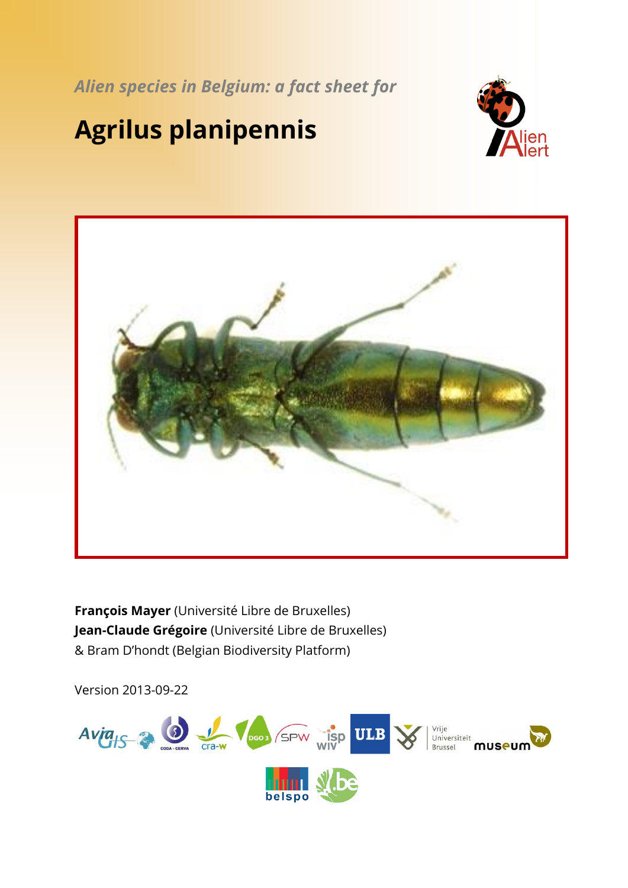*Alien species in Belgium: a fact sheet for*

# Agrilus planipennis

**François Mayer** (Université Libre de Bruxelles)
**Jean-Claude Grégoire** (Université Libre de Bruxelles)
& Bram D'hondt (Belgian Biodiversity Platform)

Version 2013-09-22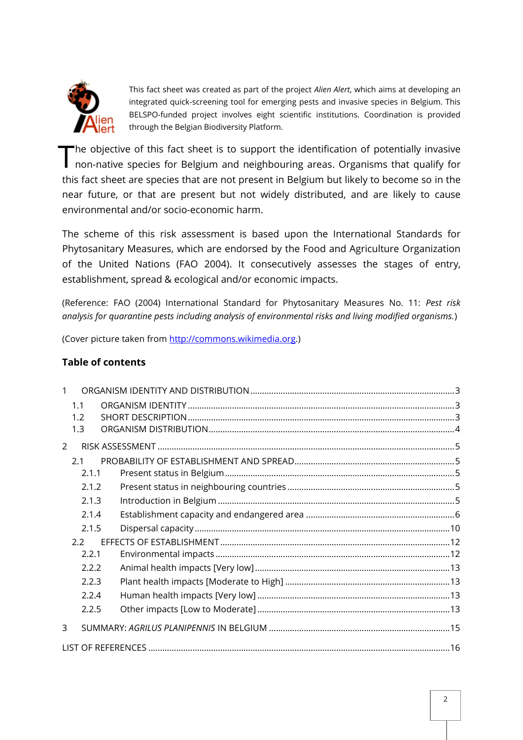This fact sheet was created as part of the project *Alien Alert*, which aims at developing an integrated quick-screening tool for emerging pests and invasive species in Belgium. This BELSPO-funded project involves eight scientific institutions. Coordination is provided through the Belgian Biodiversity Platform.

The objective of this fact sheet is to support the identification of potentially invasive non-native species for Belgium and neighbouring areas. Organisms that qualify for this fact sheet are species that are not present in Belgium but likely to become so in the near future, or that are present but not widely distributed, and are likely to cause environmental and/or socio-economic harm.

The scheme of this risk assessment is based upon the International Standards for Phytosanitary Measures, which are endorsed by the Food and Agriculture Organization of the United Nations (FAO 2004). It consecutively assesses the stages of entry, establishment, spread & ecological and/or economic impacts.

(Reference: FAO (2004) International Standard for Phytosanitary Measures No. 11: *Pest risk analysis for quarantine pests including analysis of environmental risks and living modified organisms.*)

(Cover picture taken from http://commons.wikimedia.org.)

**Table of contents**

1 ORGANISM IDENTITY AND DISTRIBUTION ..... 3
- 1.1 ORGANISM IDENTITY ..... 3
- 1.2 SHORT DESCRIPTION ..... 3
- 1.3 ORGANISM DISTRIBUTION ..... 4

2 RISK ASSESSMENT ..... 5
- 2.1 PROBABILITY OF ESTABLISHMENT AND SPREAD ..... 5
  - 2.1.1 Present status in Belgium ..... 5
  - 2.1.2 Present status in neighbouring countries ..... 5
  - 2.1.3 Introduction in Belgium ..... 5
  - 2.1.4 Establishment capacity and endangered area ..... 6
  - 2.1.5 Dispersal capacity ..... 10
- 2.2 EFFECTS OF ESTABLISHMENT ..... 12
  - 2.2.1 Environmental impacts ..... 12
  - 2.2.2 Animal health impacts [Very low] ..... 13
  - 2.2.3 Plant health impacts [Moderate to High] ..... 13
  - 2.2.4 Human health impacts [Very low] ..... 13
  - 2.2.5 Other impacts [Low to Moderate] ..... 13

3 SUMMARY: *AGRILUS PLANIPENNIS* IN BELGIUM ..... 15

LIST OF REFERENCES ..... 16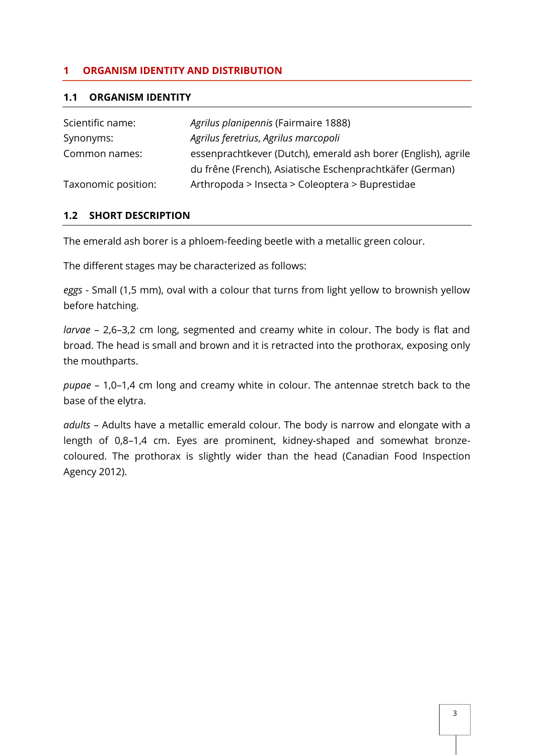# 1 ORGANISM IDENTITY AND DISTRIBUTION

## 1.1 ORGANISM IDENTITY

| | |
|---|---|
| Scientific name: | *Agrilus planipennis* (Fairmaire 1888) |
| Synonyms: | *Agrilus feretrius*, *Agrilus marcopoli* |
| Common names: | essenprachtkever (Dutch), emerald ash borer (English), agrile du frêne (French), Asiatische Eschenprachtkäfer (German) |
| Taxonomic position: | Arthropoda > Insecta > Coleoptera > Buprestidae |

## 1.2 SHORT DESCRIPTION

The emerald ash borer is a phloem-feeding beetle with a metallic green colour.

The different stages may be characterized as follows:

*eggs* - Small (1,5 mm), oval with a colour that turns from light yellow to brownish yellow before hatching.

*larvae* – 2,6–3,2 cm long, segmented and creamy white in colour. The body is flat and broad. The head is small and brown and it is retracted into the prothorax, exposing only the mouthparts.

*pupae* – 1,0–1,4 cm long and creamy white in colour. The antennae stretch back to the base of the elytra.

*adults* – Adults have a metallic emerald colour. The body is narrow and elongate with a length of 0,8–1,4 cm. Eyes are prominent, kidney-shaped and somewhat bronze-coloured. The prothorax is slightly wider than the head (Canadian Food Inspection Agency 2012).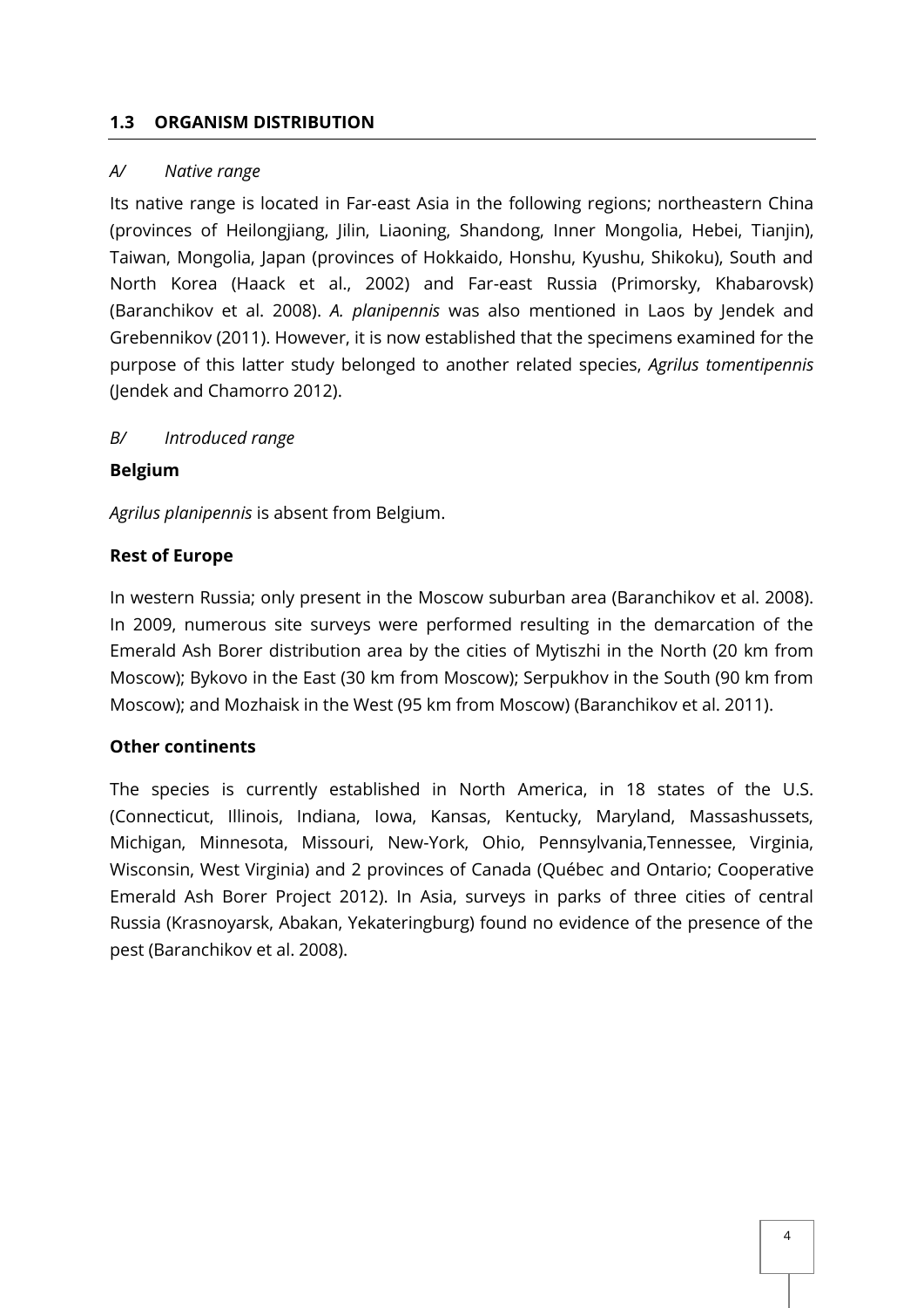## 1.3 ORGANISM DISTRIBUTION

*A/ Native range*

Its native range is located in Far-east Asia in the following regions; northeastern China (provinces of Heilongjiang, Jilin, Liaoning, Shandong, Inner Mongolia, Hebei, Tianjin), Taiwan, Mongolia, Japan (provinces of Hokkaido, Honshu, Kyushu, Shikoku), South and North Korea (Haack et al., 2002) and Far-east Russia (Primorsky, Khabarovsk) (Baranchikov et al. 2008). *A. planipennis* was also mentioned in Laos by Jendek and Grebennikov (2011). However, it is now established that the specimens examined for the purpose of this latter study belonged to another related species, *Agrilus tomentipennis* (Jendek and Chamorro 2012).

*B/ Introduced range*

**Belgium**

*Agrilus planipennis* is absent from Belgium.

**Rest of Europe**

In western Russia; only present in the Moscow suburban area (Baranchikov et al. 2008). In 2009, numerous site surveys were performed resulting in the demarcation of the Emerald Ash Borer distribution area by the cities of Mytiszhi in the North (20 km from Moscow); Bykovo in the East (30 km from Moscow); Serpukhov in the South (90 km from Moscow); and Mozhaisk in the West (95 km from Moscow) (Baranchikov et al. 2011).

**Other continents**

The species is currently established in North America, in 18 states of the U.S. (Connecticut, Illinois, Indiana, Iowa, Kansas, Kentucky, Maryland, Massashussets, Michigan, Minnesota, Missouri, New-York, Ohio, Pennsylvania,Tennessee, Virginia, Wisconsin, West Virginia) and 2 provinces of Canada (Québec and Ontario; Cooperative Emerald Ash Borer Project 2012). In Asia, surveys in parks of three cities of central Russia (Krasnoyarsk, Abakan, Yekateringburg) found no evidence of the presence of the pest (Baranchikov et al. 2008).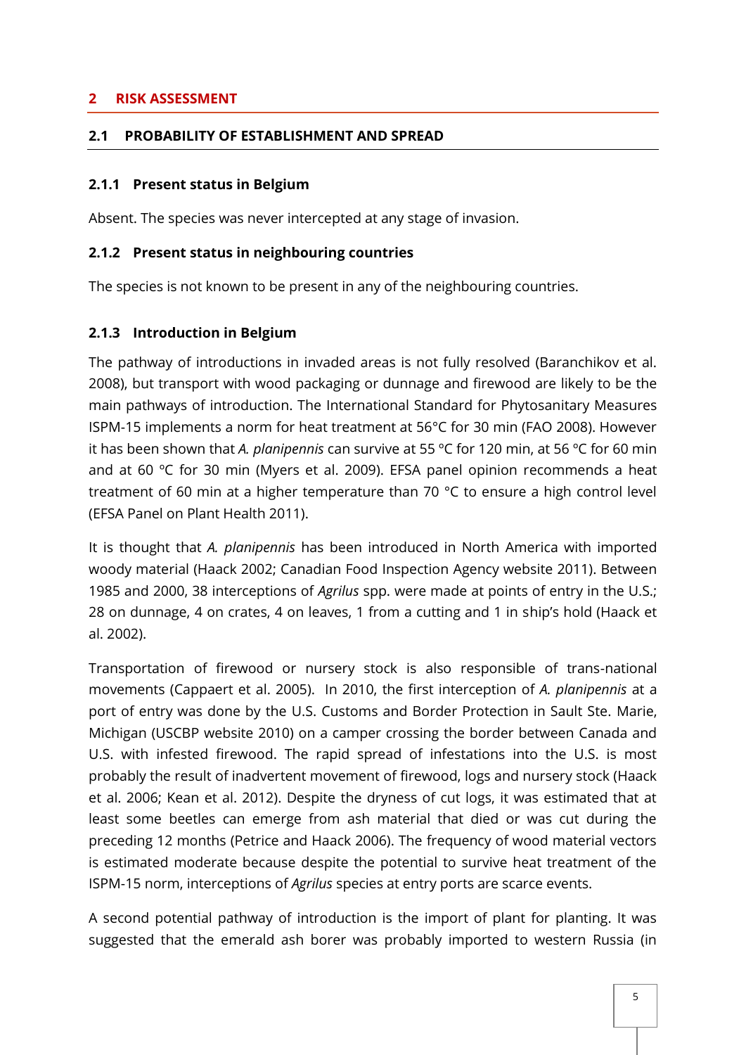# 2 RISK ASSESSMENT

## 2.1 PROBABILITY OF ESTABLISHMENT AND SPREAD

### 2.1.1 Present status in Belgium

Absent. The species was never intercepted at any stage of invasion.

### 2.1.2 Present status in neighbouring countries

The species is not known to be present in any of the neighbouring countries.

### 2.1.3 Introduction in Belgium

The pathway of introductions in invaded areas is not fully resolved (Baranchikov et al. 2008), but transport with wood packaging or dunnage and firewood are likely to be the main pathways of introduction. The International Standard for Phytosanitary Measures ISPM-15 implements a norm for heat treatment at 56°C for 30 min (FAO 2008). However it has been shown that *A. planipennis* can survive at 55 °C for 120 min, at 56 °C for 60 min and at 60 °C for 30 min (Myers et al. 2009). EFSA panel opinion recommends a heat treatment of 60 min at a higher temperature than 70 °C to ensure a high control level (EFSA Panel on Plant Health 2011).

It is thought that *A. planipennis* has been introduced in North America with imported woody material (Haack 2002; Canadian Food Inspection Agency website 2011). Between 1985 and 2000, 38 interceptions of *Agrilus* spp. were made at points of entry in the U.S.; 28 on dunnage, 4 on crates, 4 on leaves, 1 from a cutting and 1 in ship's hold (Haack et al. 2002).

Transportation of firewood or nursery stock is also responsible of trans-national movements (Cappaert et al. 2005). In 2010, the first interception of *A. planipennis* at a port of entry was done by the U.S. Customs and Border Protection in Sault Ste. Marie, Michigan (USCBP website 2010) on a camper crossing the border between Canada and U.S. with infested firewood. The rapid spread of infestations into the U.S. is most probably the result of inadvertent movement of firewood, logs and nursery stock (Haack et al. 2006; Kean et al. 2012). Despite the dryness of cut logs, it was estimated that at least some beetles can emerge from ash material that died or was cut during the preceding 12 months (Petrice and Haack 2006). The frequency of wood material vectors is estimated moderate because despite the potential to survive heat treatment of the ISPM-15 norm, interceptions of *Agrilus* species at entry ports are scarce events.

A second potential pathway of introduction is the import of plant for planting. It was suggested that the emerald ash borer was probably imported to western Russia (in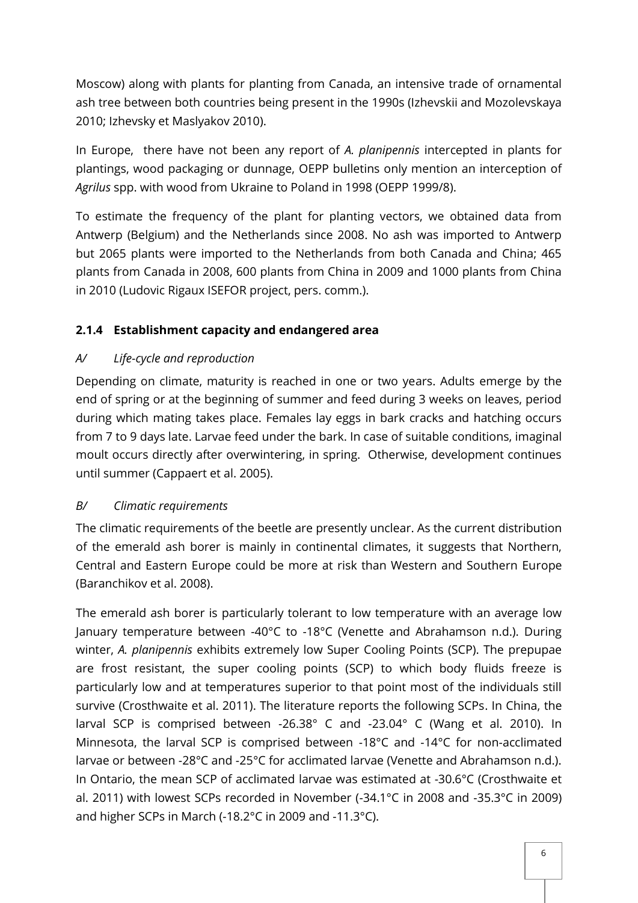Moscow) along with plants for planting from Canada, an intensive trade of ornamental ash tree between both countries being present in the 1990s (Izhevskii and Mozolevskaya 2010; Izhevsky et Maslyakov 2010).

In Europe, there have not been any report of *A. planipennis* intercepted in plants for plantings, wood packaging or dunnage, OEPP bulletins only mention an interception of *Agrilus* spp. with wood from Ukraine to Poland in 1998 (OEPP 1999/8).

To estimate the frequency of the plant for planting vectors, we obtained data from Antwerp (Belgium) and the Netherlands since 2008. No ash was imported to Antwerp but 2065 plants were imported to the Netherlands from both Canada and China; 465 plants from Canada in 2008, 600 plants from China in 2009 and 1000 plants from China in 2010 (Ludovic Rigaux ISEFOR project, pers. comm.).

### 2.1.4 Establishment capacity and endangered area

#### *A/ Life-cycle and reproduction*

Depending on climate, maturity is reached in one or two years. Adults emerge by the end of spring or at the beginning of summer and feed during 3 weeks on leaves, period during which mating takes place. Females lay eggs in bark cracks and hatching occurs from 7 to 9 days late. Larvae feed under the bark. In case of suitable conditions, imaginal moult occurs directly after overwintering, in spring. Otherwise, development continues until summer (Cappaert et al. 2005).

#### *B/ Climatic requirements*

The climatic requirements of the beetle are presently unclear. As the current distribution of the emerald ash borer is mainly in continental climates, it suggests that Northern, Central and Eastern Europe could be more at risk than Western and Southern Europe (Baranchikov et al. 2008).

The emerald ash borer is particularly tolerant to low temperature with an average low January temperature between -40°C to -18°C (Venette and Abrahamson n.d.). During winter, *A. planipennis* exhibits extremely low Super Cooling Points (SCP). The prepupae are frost resistant, the super cooling points (SCP) to which body fluids freeze is particularly low and at temperatures superior to that point most of the individuals still survive (Crosthwaite et al. 2011). The literature reports the following SCPs. In China, the larval SCP is comprised between -26.38° C and -23.04° C (Wang et al. 2010). In Minnesota, the larval SCP is comprised between -18°C and -14°C for non-acclimated larvae or between -28°C and -25°C for acclimated larvae (Venette and Abrahamson n.d.). In Ontario, the mean SCP of acclimated larvae was estimated at -30.6°C (Crosthwaite et al. 2011) with lowest SCPs recorded in November (-34.1°C in 2008 and -35.3°C in 2009) and higher SCPs in March (-18.2°C in 2009 and -11.3°C).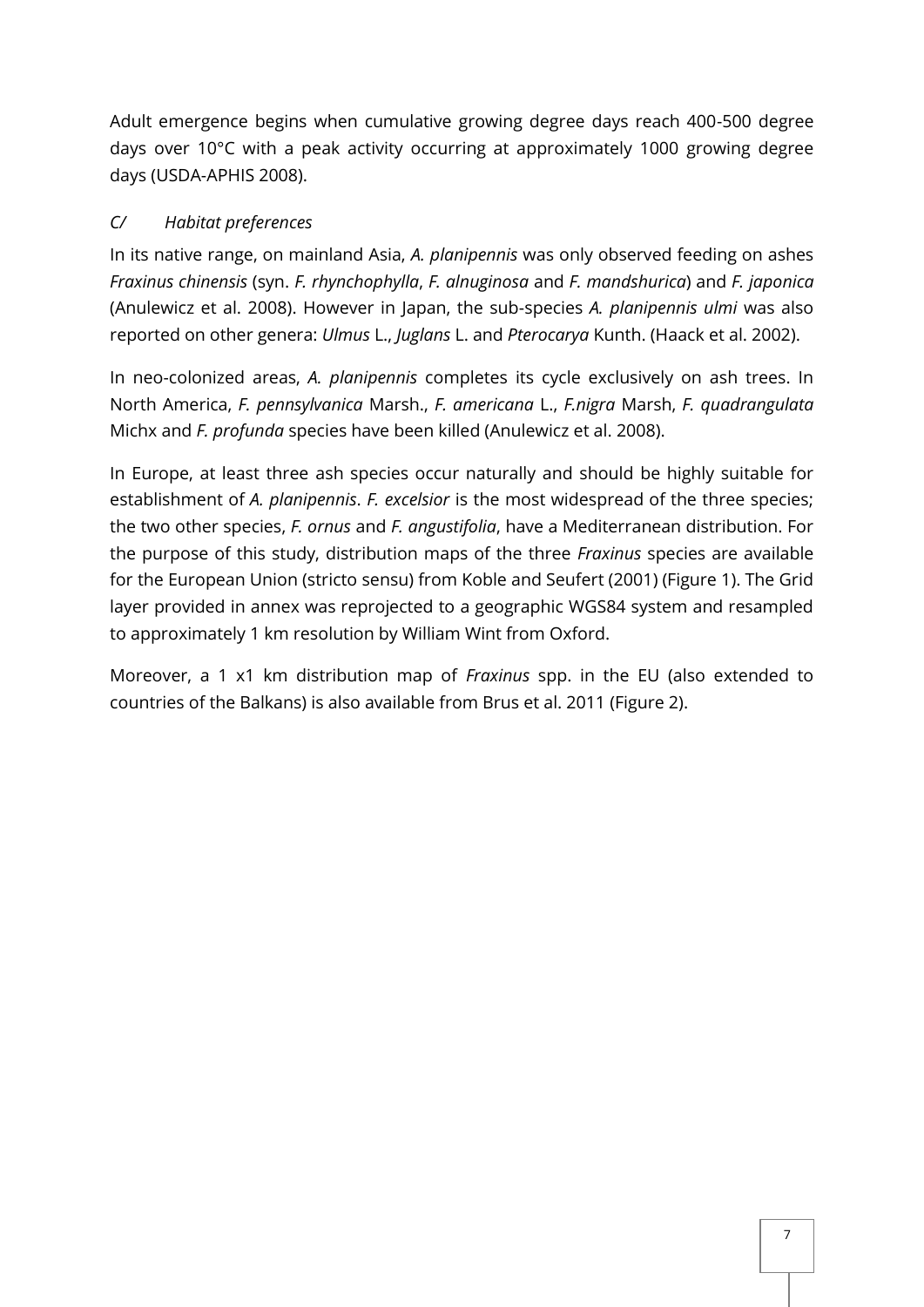Adult emergence begins when cumulative growing degree days reach 400-500 degree days over 10°C with a peak activity occurring at approximately 1000 growing degree days (USDA-APHIS 2008).

### *C/ Habitat preferences*

In its native range, on mainland Asia, *A. planipennis* was only observed feeding on ashes *Fraxinus chinensis* (syn. *F. rhynchophylla*, *F. alnuginosa* and *F. mandshurica*) and *F. japonica* (Anulewicz et al. 2008). However in Japan, the sub-species *A. planipennis ulmi* was also reported on other genera: *Ulmus* L., *Juglans* L. and *Pterocarya* Kunth. (Haack et al. 2002).

In neo-colonized areas, *A. planipennis* completes its cycle exclusively on ash trees. In North America, *F. pennsylvanica* Marsh., *F. americana* L., *F.nigra* Marsh, *F. quadrangulata* Michx and *F. profunda* species have been killed (Anulewicz et al. 2008).

In Europe, at least three ash species occur naturally and should be highly suitable for establishment of *A. planipennis*. *F. excelsior* is the most widespread of the three species; the two other species, *F. ornus* and *F. angustifolia*, have a Mediterranean distribution. For the purpose of this study, distribution maps of the three *Fraxinus* species are available for the European Union (stricto sensu) from Koble and Seufert (2001) (Figure 1). The Grid layer provided in annex was reprojected to a geographic WGS84 system and resampled to approximately 1 km resolution by William Wint from Oxford.

Moreover, a 1 x1 km distribution map of *Fraxinus* spp. in the EU (also extended to countries of the Balkans) is also available from Brus et al. 2011 (Figure 2).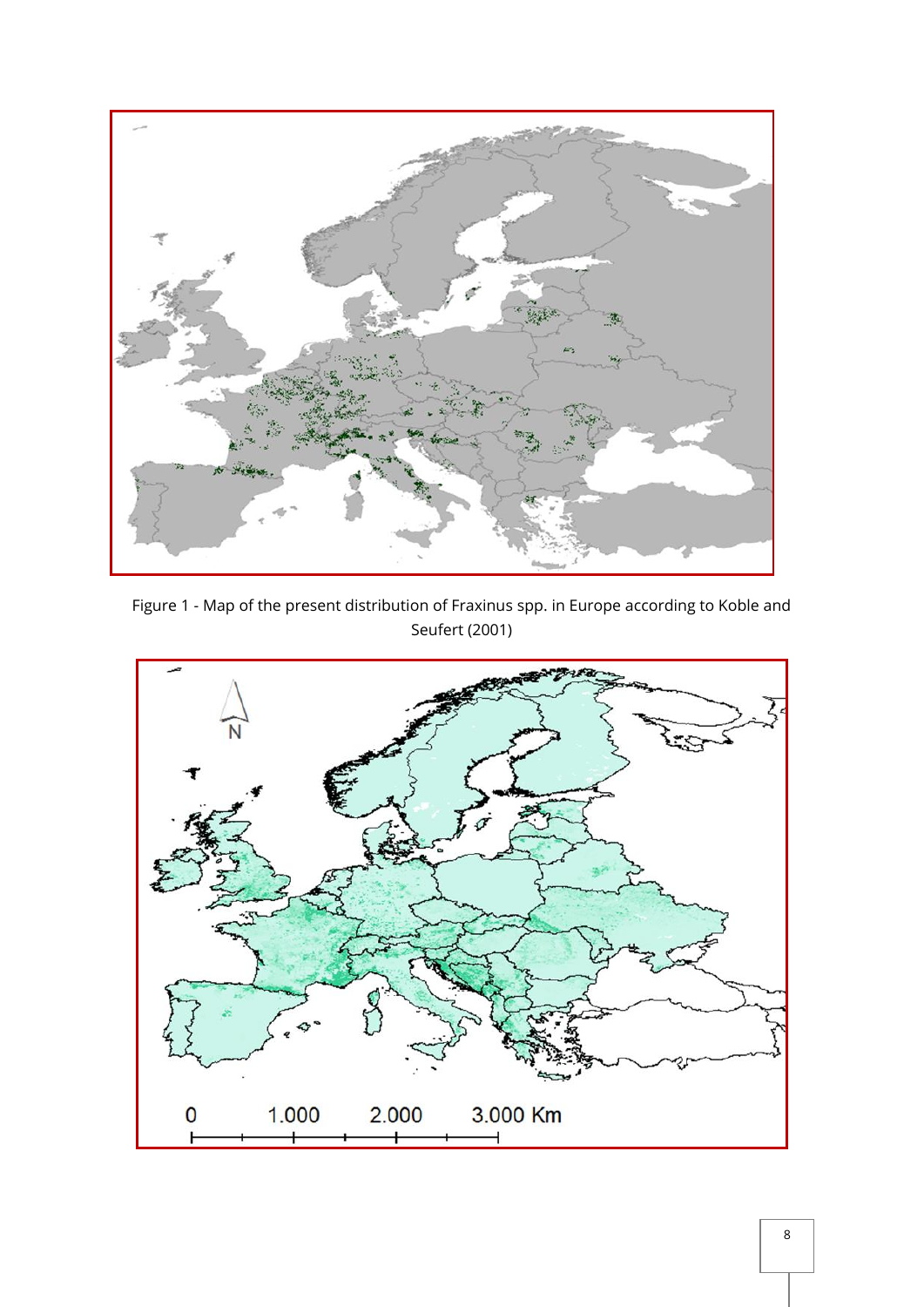Figure 1 - Map of the present distribution of Fraxinus spp. in Europe according to Koble and Seufert (2001)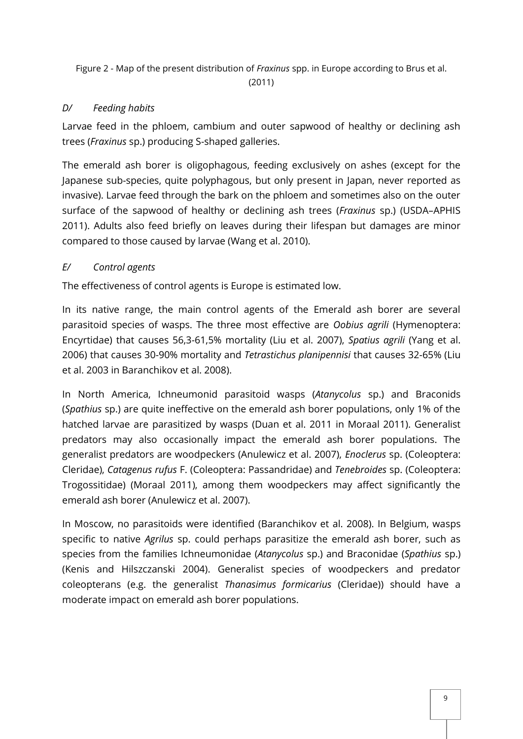Figure 2 - Map of the present distribution of *Fraxinus* spp. in Europe according to Brus et al. (2011)

### *D/ Feeding habits*

Larvae feed in the phloem, cambium and outer sapwood of healthy or declining ash trees (*Fraxinus* sp.) producing S-shaped galleries.

The emerald ash borer is oligophagous, feeding exclusively on ashes (except for the Japanese sub-species, quite polyphagous, but only present in Japan, never reported as invasive). Larvae feed through the bark on the phloem and sometimes also on the outer surface of the sapwood of healthy or declining ash trees (*Fraxinus* sp.) (USDA–APHIS 2011). Adults also feed briefly on leaves during their lifespan but damages are minor compared to those caused by larvae (Wang et al. 2010).

### *E/ Control agents*

The effectiveness of control agents is Europe is estimated low.

In its native range, the main control agents of the Emerald ash borer are several parasitoid species of wasps. The three most effective are *Oobius agrili* (Hymenoptera: Encyrtidae) that causes 56,3-61,5% mortality (Liu et al. 2007), *Spatius agrili* (Yang et al. 2006) that causes 30-90% mortality and *Tetrastichus planipennisi* that causes 32-65% (Liu et al. 2003 in Baranchikov et al. 2008).

In North America, Ichneumonid parasitoid wasps (*Atanycolus* sp.) and Braconids (*Spathius* sp.) are quite ineffective on the emerald ash borer populations, only 1% of the hatched larvae are parasitized by wasps (Duan et al. 2011 in Moraal 2011). Generalist predators may also occasionally impact the emerald ash borer populations. The generalist predators are woodpeckers (Anulewicz et al. 2007), *Enoclerus* sp. (Coleoptera: Cleridae), *Catagenus rufus* F. (Coleoptera: Passandridae) and *Tenebroides* sp. (Coleoptera: Trogossitidae) (Moraal 2011), among them woodpeckers may affect significantly the emerald ash borer (Anulewicz et al. 2007).

In Moscow, no parasitoids were identified (Baranchikov et al. 2008). In Belgium, wasps specific to native *Agrilus* sp. could perhaps parasitize the emerald ash borer, such as species from the families Ichneumonidae (*Atanycolus* sp.) and Braconidae (*Spathius* sp.) (Kenis and Hilszczanski 2004). Generalist species of woodpeckers and predator coleopterans (e.g. the generalist *Thanasimus formicarius* (Cleridae)) should have a moderate impact on emerald ash borer populations.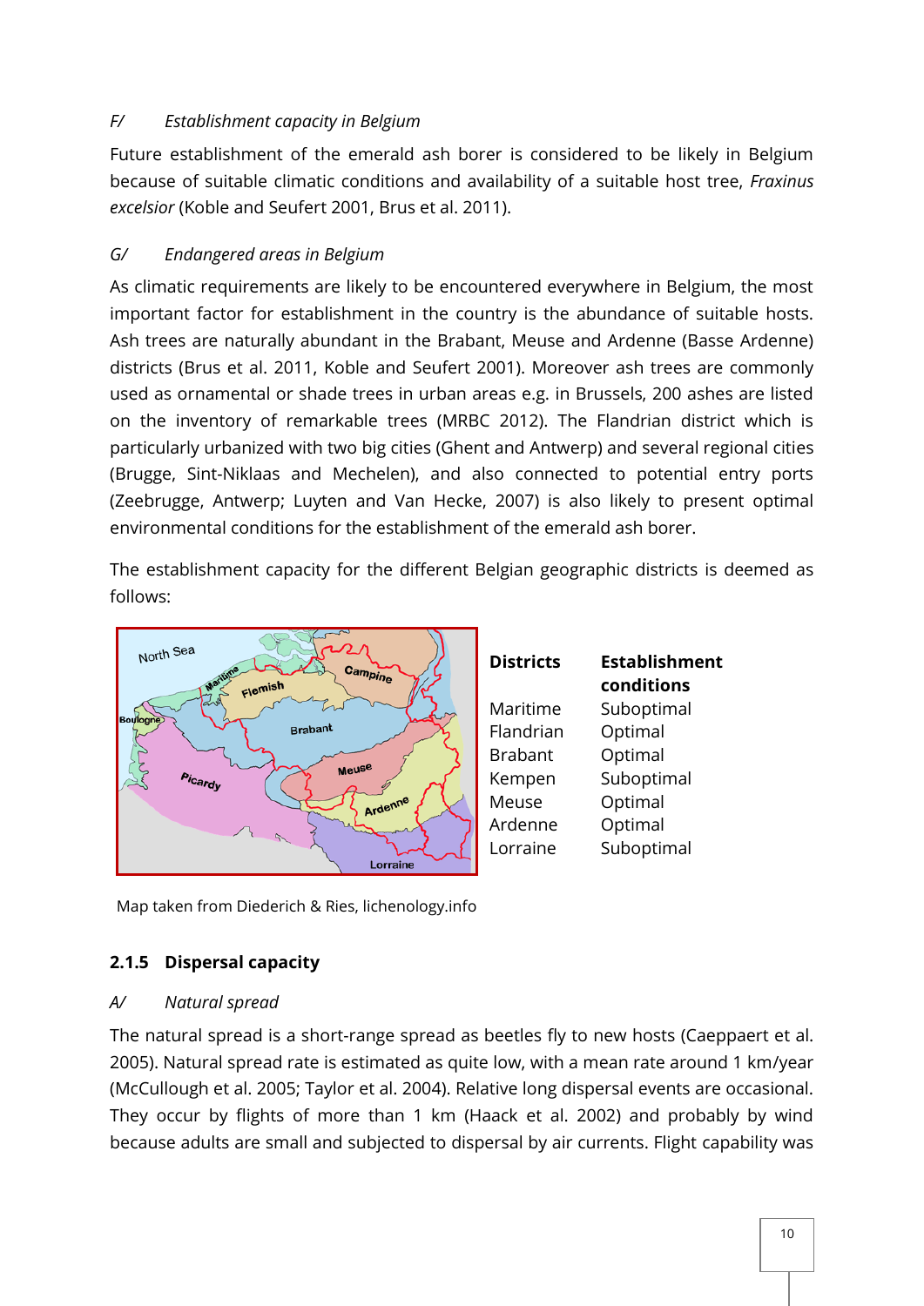*F/ Establishment capacity in Belgium*

Future establishment of the emerald ash borer is considered to be likely in Belgium because of suitable climatic conditions and availability of a suitable host tree, *Fraxinus excelsior* (Koble and Seufert 2001, Brus et al. 2011).

*G/ Endangered areas in Belgium*

As climatic requirements are likely to be encountered everywhere in Belgium, the most important factor for establishment in the country is the abundance of suitable hosts. Ash trees are naturally abundant in the Brabant, Meuse and Ardenne (Basse Ardenne) districts (Brus et al. 2011, Koble and Seufert 2001). Moreover ash trees are commonly used as ornamental or shade trees in urban areas e.g. in Brussels, 200 ashes are listed on the inventory of remarkable trees (MRBC 2012). The Flandrian district which is particularly urbanized with two big cities (Ghent and Antwerp) and several regional cities (Brugge, Sint-Niklaas and Mechelen), and also connected to potential entry ports (Zeebrugge, Antwerp; Luyten and Van Hecke, 2007) is also likely to present optimal environmental conditions for the establishment of the emerald ash borer.

The establishment capacity for the different Belgian geographic districts is deemed as follows:

| Districts | Establishment conditions |
|---|---|
| Maritime | Suboptimal |
| Flandrian | Optimal |
| Brabant | Optimal |
| Kempen | Suboptimal |
| Meuse | Optimal |
| Ardenne | Optimal |
| Lorraine | Suboptimal |

Map taken from Diederich & Ries, lichenology.info

### 2.1.5 Dispersal capacity

*A/ Natural spread*

The natural spread is a short-range spread as beetles fly to new hosts (Caeppaert et al. 2005). Natural spread rate is estimated as quite low, with a mean rate around 1 km/year (McCullough et al. 2005; Taylor et al. 2004). Relative long dispersal events are occasional. They occur by flights of more than 1 km (Haack et al. 2002) and probably by wind because adults are small and subjected to dispersal by air currents. Flight capability was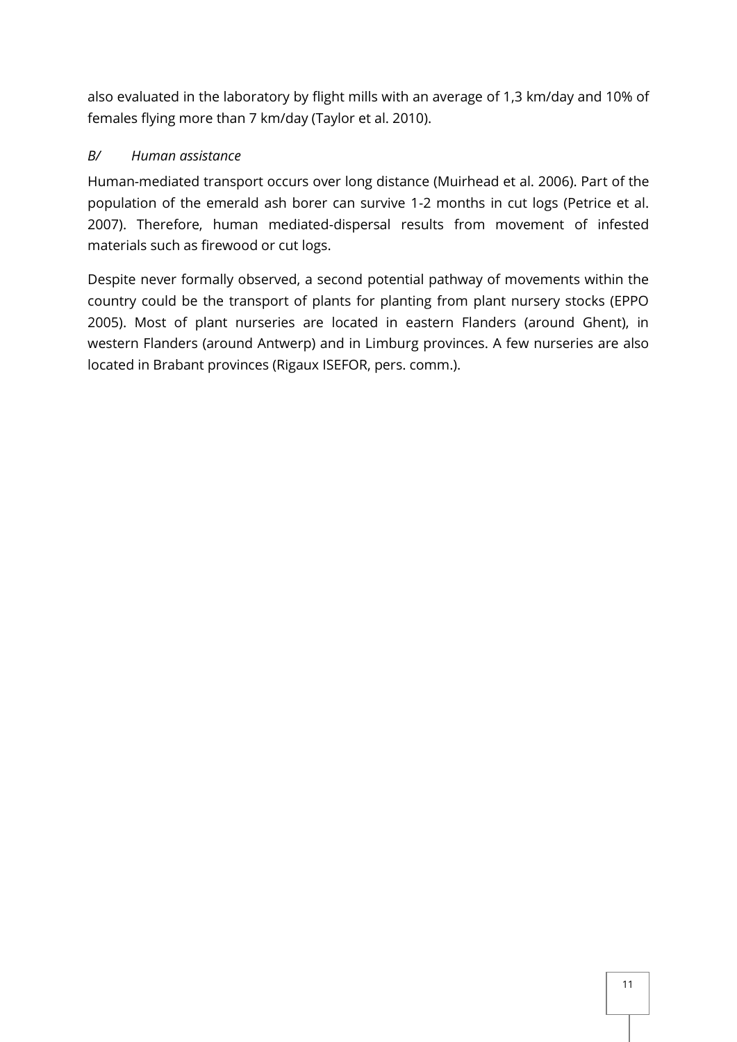also evaluated in the laboratory by flight mills with an average of 1,3 km/day and 10% of females flying more than 7 km/day (Taylor et al. 2010).

*B/ Human assistance*

Human-mediated transport occurs over long distance (Muirhead et al. 2006). Part of the population of the emerald ash borer can survive 1-2 months in cut logs (Petrice et al. 2007). Therefore, human mediated-dispersal results from movement of infested materials such as firewood or cut logs.

Despite never formally observed, a second potential pathway of movements within the country could be the transport of plants for planting from plant nursery stocks (EPPO 2005). Most of plant nurseries are located in eastern Flanders (around Ghent), in western Flanders (around Antwerp) and in Limburg provinces. A few nurseries are also located in Brabant provinces (Rigaux ISEFOR, pers. comm.).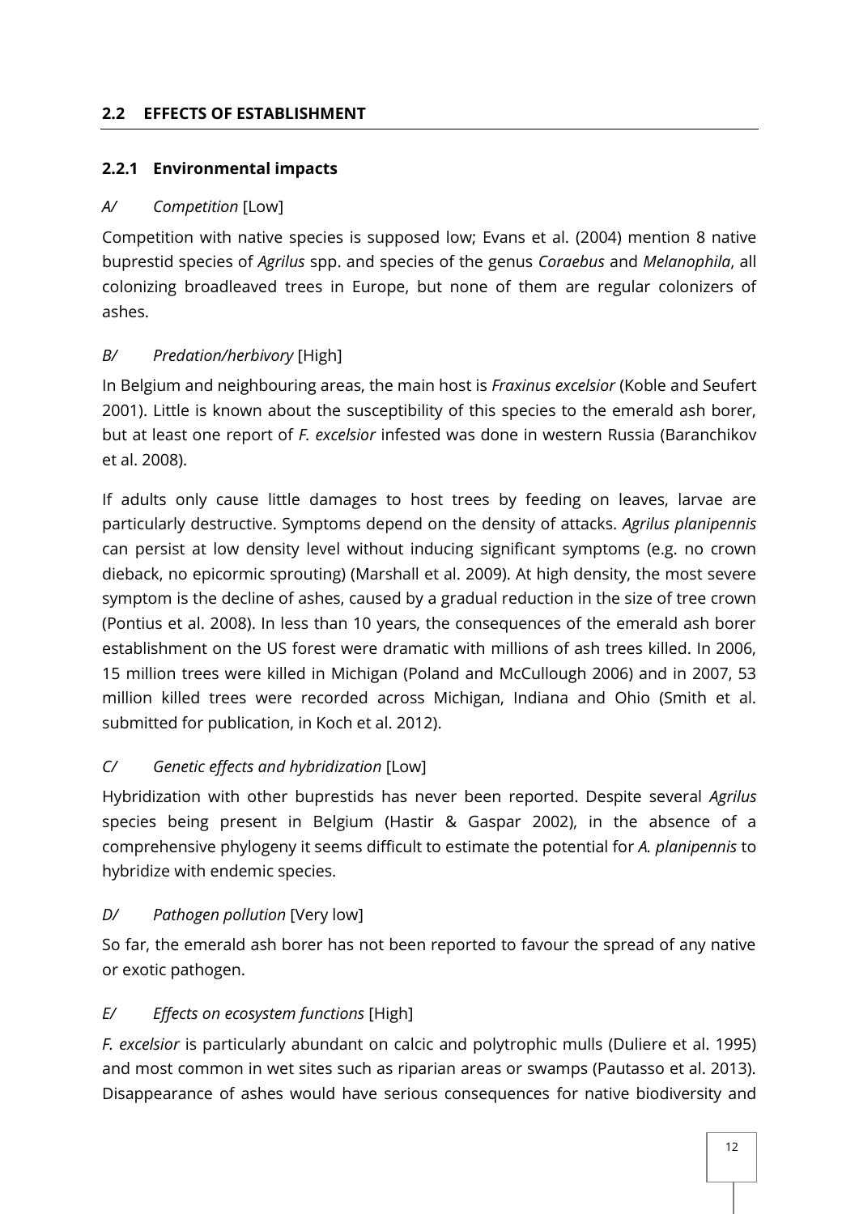## 2.2 EFFECTS OF ESTABLISHMENT

### 2.2.1 Environmental impacts

#### *A/ Competition* [Low]

Competition with native species is supposed low; Evans et al. (2004) mention 8 native buprestid species of *Agrilus* spp. and species of the genus *Coraebus* and *Melanophila*, all colonizing broadleaved trees in Europe, but none of them are regular colonizers of ashes.

#### *B/ Predation/herbivory* [High]

In Belgium and neighbouring areas, the main host is *Fraxinus excelsior* (Koble and Seufert 2001). Little is known about the susceptibility of this species to the emerald ash borer, but at least one report of *F. excelsior* infested was done in western Russia (Baranchikov et al. 2008).

If adults only cause little damages to host trees by feeding on leaves, larvae are particularly destructive. Symptoms depend on the density of attacks. *Agrilus planipennis* can persist at low density level without inducing significant symptoms (e.g. no crown dieback, no epicormic sprouting) (Marshall et al. 2009). At high density, the most severe symptom is the decline of ashes, caused by a gradual reduction in the size of tree crown (Pontius et al. 2008). In less than 10 years, the consequences of the emerald ash borer establishment on the US forest were dramatic with millions of ash trees killed. In 2006, 15 million trees were killed in Michigan (Poland and McCullough 2006) and in 2007, 53 million killed trees were recorded across Michigan, Indiana and Ohio (Smith et al. submitted for publication, in Koch et al. 2012).

#### *C/ Genetic effects and hybridization* [Low]

Hybridization with other buprestids has never been reported. Despite several *Agrilus* species being present in Belgium (Hastir & Gaspar 2002), in the absence of a comprehensive phylogeny it seems difficult to estimate the potential for *A. planipennis* to hybridize with endemic species.

#### *D/ Pathogen pollution* [Very low]

So far, the emerald ash borer has not been reported to favour the spread of any native or exotic pathogen.

#### *E/ Effects on ecosystem functions* [High]

*F. excelsior* is particularly abundant on calcic and polytrophic mulls (Duliere et al. 1995) and most common in wet sites such as riparian areas or swamps (Pautasso et al. 2013). Disappearance of ashes would have serious consequences for native biodiversity and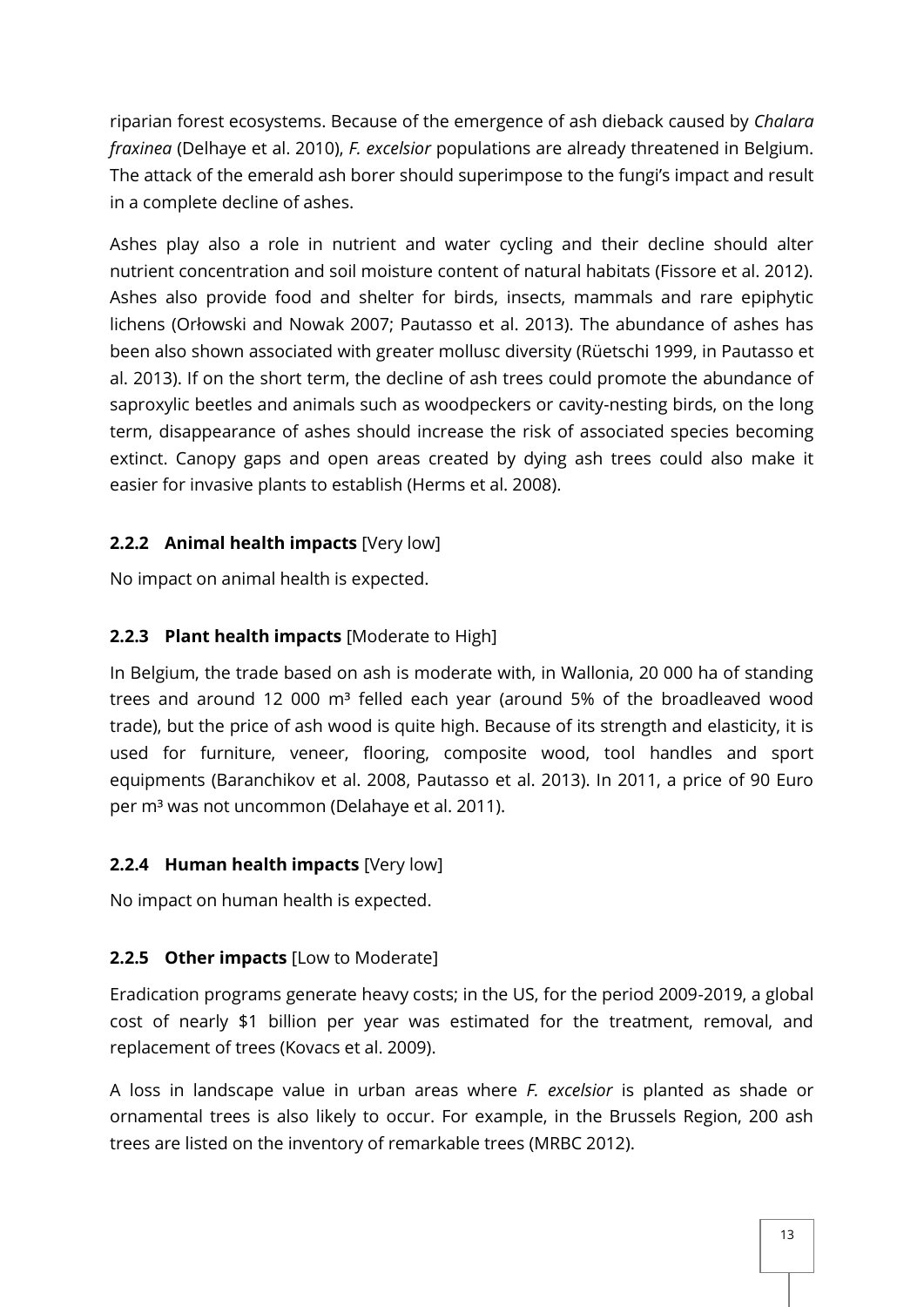riparian forest ecosystems. Because of the emergence of ash dieback caused by *Chalara fraxinea* (Delhaye et al. 2010), *F. excelsior* populations are already threatened in Belgium. The attack of the emerald ash borer should superimpose to the fungi's impact and result in a complete decline of ashes.

Ashes play also a role in nutrient and water cycling and their decline should alter nutrient concentration and soil moisture content of natural habitats (Fissore et al. 2012). Ashes also provide food and shelter for birds, insects, mammals and rare epiphytic lichens (Orłowski and Nowak 2007; Pautasso et al. 2013). The abundance of ashes has been also shown associated with greater mollusc diversity (Rüetschi 1999, in Pautasso et al. 2013). If on the short term, the decline of ash trees could promote the abundance of saproxylic beetles and animals such as woodpeckers or cavity-nesting birds, on the long term, disappearance of ashes should increase the risk of associated species becoming extinct. Canopy gaps and open areas created by dying ash trees could also make it easier for invasive plants to establish (Herms et al. 2008).

### 2.2.2 **Animal health impacts** [Very low]

No impact on animal health is expected.

### 2.2.3 **Plant health impacts** [Moderate to High]

In Belgium, the trade based on ash is moderate with, in Wallonia, 20 000 ha of standing trees and around 12 000 m³ felled each year (around 5% of the broadleaved wood trade), but the price of ash wood is quite high. Because of its strength and elasticity, it is used for furniture, veneer, flooring, composite wood, tool handles and sport equipments (Baranchikov et al. 2008, Pautasso et al. 2013). In 2011, a price of 90 Euro per m³ was not uncommon (Delahaye et al. 2011).

### 2.2.4 **Human health impacts** [Very low]

No impact on human health is expected.

### 2.2.5 **Other impacts** [Low to Moderate]

Eradication programs generate heavy costs; in the US, for the period 2009-2019, a global cost of nearly $1 billion per year was estimated for the treatment, removal, and replacement of trees (Kovacs et al. 2009).

A loss in landscape value in urban areas where *F. excelsior* is planted as shade or ornamental trees is also likely to occur. For example, in the Brussels Region, 200 ash trees are listed on the inventory of remarkable trees (MRBC 2012).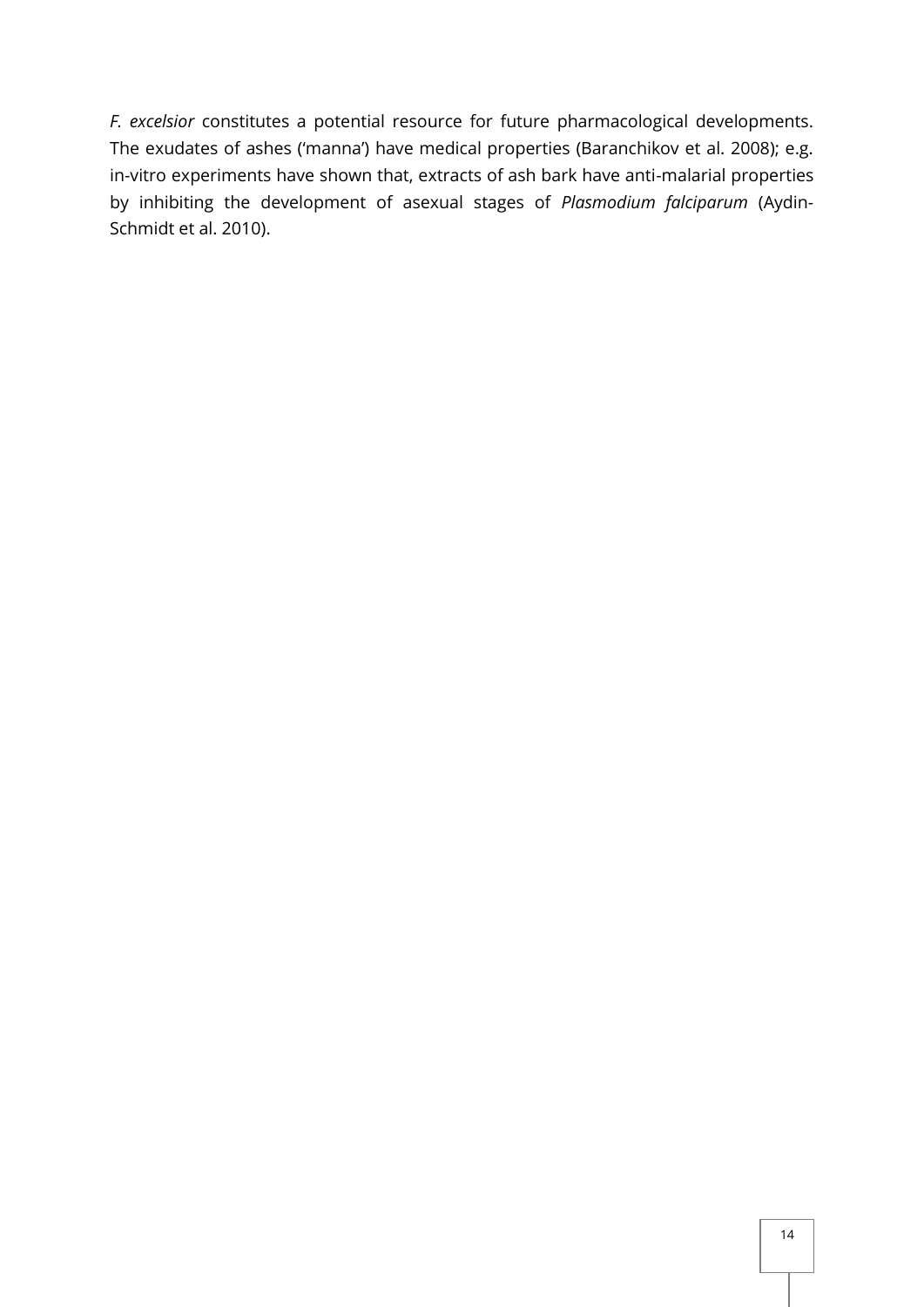*F. excelsior* constitutes a potential resource for future pharmacological developments. The exudates of ashes ('manna') have medical properties (Baranchikov et al. 2008); e.g. in-vitro experiments have shown that, extracts of ash bark have anti-malarial properties by inhibiting the development of asexual stages of *Plasmodium falciparum* (Aydin-Schmidt et al. 2010).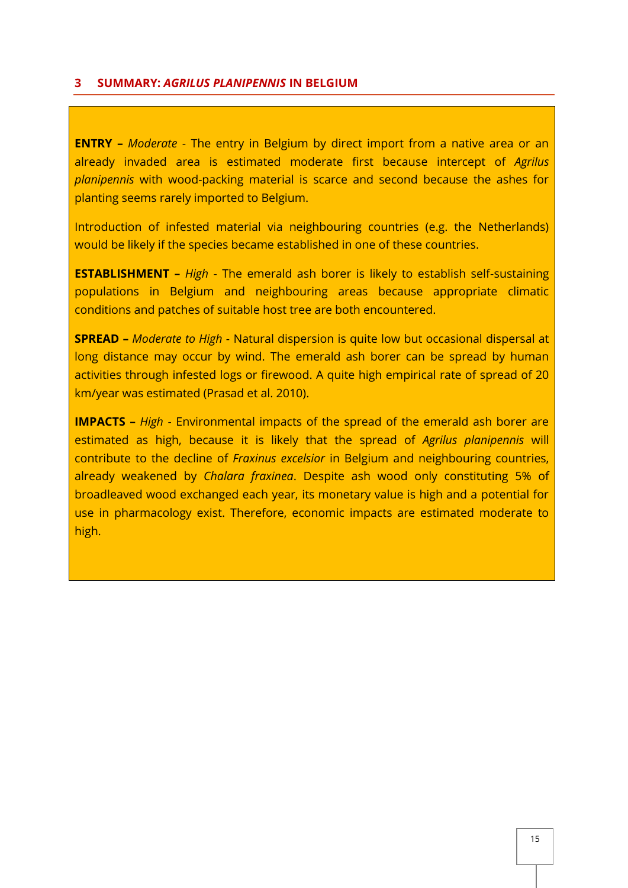## 3 SUMMARY: *AGRILUS PLANIPENNIS* IN BELGIUM

**ENTRY –** *Moderate* - The entry in Belgium by direct import from a native area or an already invaded area is estimated moderate first because intercept of *Agrilus planipennis* with wood-packing material is scarce and second because the ashes for planting seems rarely imported to Belgium.

Introduction of infested material via neighbouring countries (e.g. the Netherlands) would be likely if the species became established in one of these countries.

**ESTABLISHMENT –** *High* - The emerald ash borer is likely to establish self-sustaining populations in Belgium and neighbouring areas because appropriate climatic conditions and patches of suitable host tree are both encountered.

**SPREAD –** *Moderate to High* - Natural dispersion is quite low but occasional dispersal at long distance may occur by wind. The emerald ash borer can be spread by human activities through infested logs or firewood. A quite high empirical rate of spread of 20 km/year was estimated (Prasad et al. 2010).

**IMPACTS –** *High* - Environmental impacts of the spread of the emerald ash borer are estimated as high, because it is likely that the spread of *Agrilus planipennis* will contribute to the decline of *Fraxinus excelsior* in Belgium and neighbouring countries, already weakened by *Chalara fraxinea*. Despite ash wood only constituting 5% of broadleaved wood exchanged each year, its monetary value is high and a potential for use in pharmacology exist. Therefore, economic impacts are estimated moderate to high.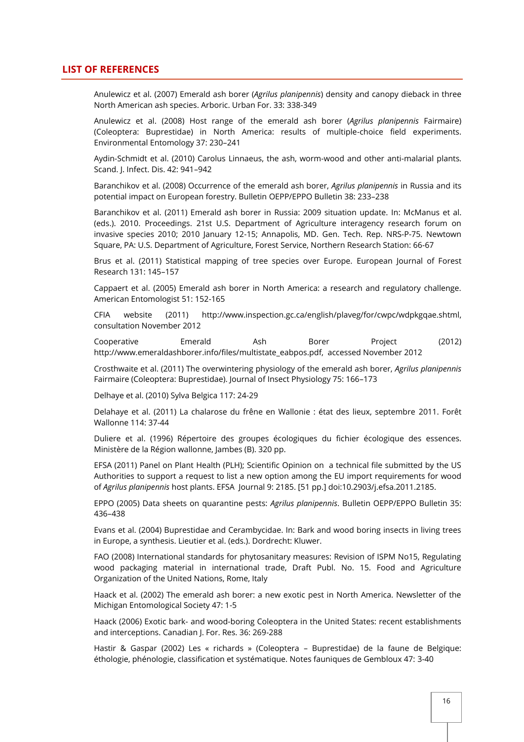## LIST OF REFERENCES

Anulewicz et al. (2007) Emerald ash borer (*Agrilus planipennis*) density and canopy dieback in three North American ash species. Arboric. Urban For. 33: 338-349

Anulewicz et al. (2008) Host range of the emerald ash borer (*Agrilus planipennis* Fairmaire) (Coleoptera: Buprestidae) in North America: results of multiple-choice field experiments. Environmental Entomology 37: 230–241

Aydin-Schmidt et al. (2010) Carolus Linnaeus, the ash, worm-wood and other anti-malarial plants. Scand. J. Infect. Dis. 42: 941–942

Baranchikov et al. (2008) Occurrence of the emerald ash borer, *Agrilus planipennis* in Russia and its potential impact on European forestry. Bulletin OEPP/EPPO Bulletin 38: 233–238

Baranchikov et al. (2011) Emerald ash borer in Russia: 2009 situation update. In: McManus et al. (eds.). 2010. Proceedings. 21st U.S. Department of Agriculture interagency research forum on invasive species 2010; 2010 January 12-15; Annapolis, MD. Gen. Tech. Rep. NRS-P-75. Newtown Square, PA: U.S. Department of Agriculture, Forest Service, Northern Research Station: 66-67

Brus et al. (2011) Statistical mapping of tree species over Europe. European Journal of Forest Research 131: 145–157

Cappaert et al. (2005) Emerald ash borer in North America: a research and regulatory challenge. American Entomologist 51: 152-165

CFIA website (2011) http://www.inspection.gc.ca/english/plaveg/for/cwpc/wdpkgqae.shtml, consultation November 2012

Cooperative Emerald Ash Borer Project (2012) http://www.emeraldashborer.info/files/multistate_eabpos.pdf, accessed November 2012

Crosthwaite et al. (2011) The overwintering physiology of the emerald ash borer, *Agrilus planipennis* Fairmaire (Coleoptera: Buprestidae). Journal of Insect Physiology 75: 166–173

Delhaye et al. (2010) Sylva Belgica 117: 24-29

Delahaye et al. (2011) La chalarose du frêne en Wallonie : état des lieux, septembre 2011. Forêt Wallonne 114: 37-44

Duliere et al. (1996) Répertoire des groupes écologiques du fichier écologique des essences. Ministère de la Région wallonne, Jambes (B). 320 pp.

EFSA (2011) Panel on Plant Health (PLH); Scientific Opinion on a technical file submitted by the US Authorities to support a request to list a new option among the EU import requirements for wood of *Agrilus planipennis* host plants. EFSA Journal 9: 2185. [51 pp.] doi:10.2903/j.efsa.2011.2185.

EPPO (2005) Data sheets on quarantine pests: *Agrilus planipennis*. Bulletin OEPP/EPPO Bulletin 35: 436–438

Evans et al. (2004) Buprestidae and Cerambycidae. In: Bark and wood boring insects in living trees in Europe, a synthesis. Lieutier et al. (eds.). Dordrecht: Kluwer.

FAO (2008) International standards for phytosanitary measures: Revision of ISPM No15, Regulating wood packaging material in international trade, Draft Publ. No. 15. Food and Agriculture Organization of the United Nations, Rome, Italy

Haack et al. (2002) The emerald ash borer: a new exotic pest in North America. Newsletter of the Michigan Entomological Society 47: 1-5

Haack (2006) Exotic bark- and wood-boring Coleoptera in the United States: recent establishments and interceptions. Canadian J. For. Res. 36: 269-288

Hastir & Gaspar (2002) Les « richards » (Coleoptera – Buprestidae) de la faune de Belgique: éthologie, phénologie, classification et systématique. Notes fauniques de Gembloux 47: 3-40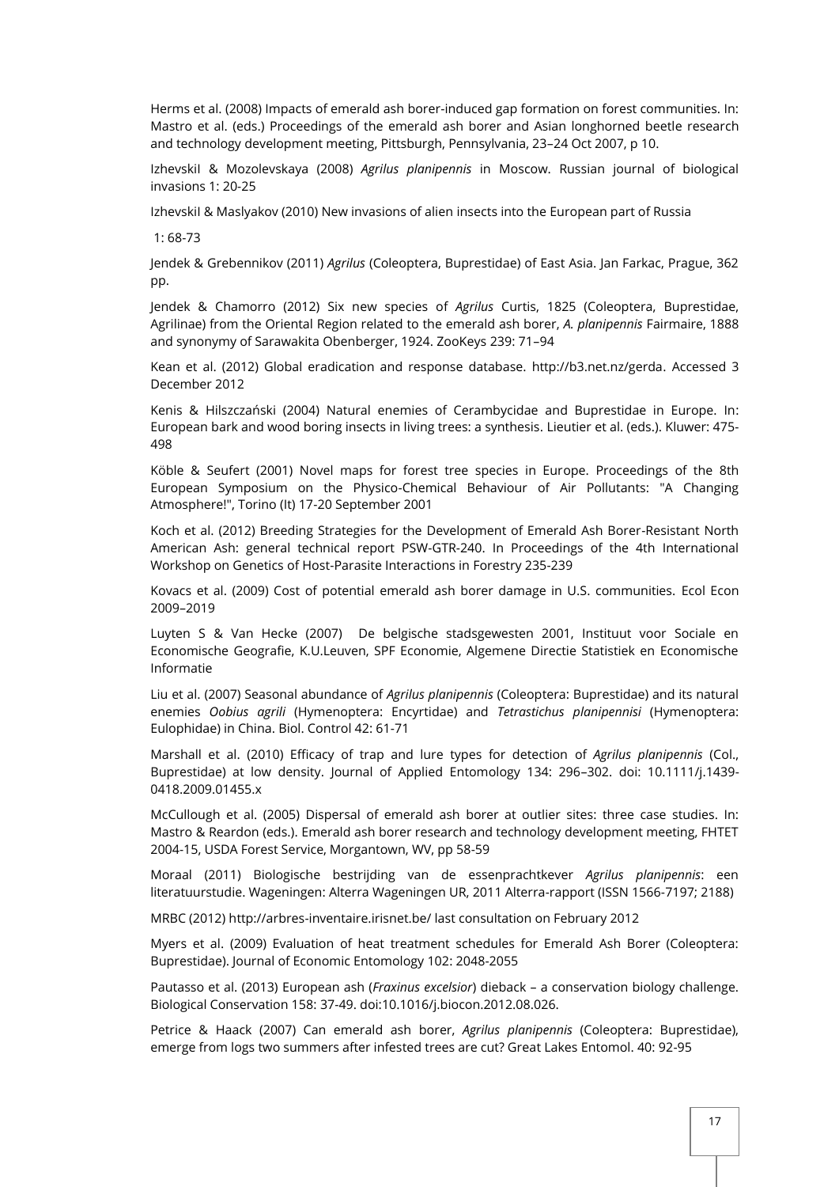Herms et al. (2008) Impacts of emerald ash borer-induced gap formation on forest communities. In: Mastro et al. (eds.) Proceedings of the emerald ash borer and Asian longhorned beetle research and technology development meeting, Pittsburgh, Pennsylvania, 23–24 Oct 2007, p 10.

IzhevskiI & Mozolevskaya (2008) *Agrilus planipennis* in Moscow. Russian journal of biological invasions 1: 20-25

IzhevskiI & Maslyakov (2010) New invasions of alien insects into the European part of Russia

1: 68-73

Jendek & Grebennikov (2011) *Agrilus* (Coleoptera, Buprestidae) of East Asia. Jan Farkac, Prague, 362 pp.

Jendek & Chamorro (2012) Six new species of *Agrilus* Curtis, 1825 (Coleoptera, Buprestidae, Agrilinae) from the Oriental Region related to the emerald ash borer, *A. planipennis* Fairmaire, 1888 and synonymy of Sarawakita Obenberger, 1924. ZooKeys 239: 71–94

Kean et al. (2012) Global eradication and response database. http://b3.net.nz/gerda. Accessed 3 December 2012

Kenis & Hilszczański (2004) Natural enemies of Cerambycidae and Buprestidae in Europe. In: European bark and wood boring insects in living trees: a synthesis. Lieutier et al. (eds.). Kluwer: 475-498

Köble & Seufert (2001) Novel maps for forest tree species in Europe. Proceedings of the 8th European Symposium on the Physico-Chemical Behaviour of Air Pollutants: "A Changing Atmosphere!", Torino (It) 17-20 September 2001

Koch et al. (2012) Breeding Strategies for the Development of Emerald Ash Borer-Resistant North American Ash: general technical report PSW-GTR-240. In Proceedings of the 4th International Workshop on Genetics of Host-Parasite Interactions in Forestry 235-239

Kovacs et al. (2009) Cost of potential emerald ash borer damage in U.S. communities. Ecol Econ 2009–2019

Luyten S & Van Hecke (2007) De belgische stadsgewesten 2001, Instituut voor Sociale en Economische Geografie, K.U.Leuven, SPF Economie, Algemene Directie Statistiek en Economische Informatie

Liu et al. (2007) Seasonal abundance of *Agrilus planipennis* (Coleoptera: Buprestidae) and its natural enemies *Oobius agrili* (Hymenoptera: Encyrtidae) and *Tetrastichus planipennisi* (Hymenoptera: Eulophidae) in China. Biol. Control 42: 61-71

Marshall et al. (2010) Efficacy of trap and lure types for detection of *Agrilus planipennis* (Col., Buprestidae) at low density. Journal of Applied Entomology 134: 296–302. doi: 10.1111/j.1439-0418.2009.01455.x

McCullough et al. (2005) Dispersal of emerald ash borer at outlier sites: three case studies. In: Mastro & Reardon (eds.). Emerald ash borer research and technology development meeting, FHTET 2004-15, USDA Forest Service, Morgantown, WV, pp 58-59

Moraal (2011) Biologische bestrijding van de essenprachtkever *Agrilus planipennis*: een literatuurstudie. Wageningen: Alterra Wageningen UR, 2011 Alterra-rapport (ISSN 1566-7197; 2188)

MRBC (2012) http://arbres-inventaire.irisnet.be/ last consultation on February 2012

Myers et al. (2009) Evaluation of heat treatment schedules for Emerald Ash Borer (Coleoptera: Buprestidae). Journal of Economic Entomology 102: 2048-2055

Pautasso et al. (2013) European ash (*Fraxinus excelsior*) dieback – a conservation biology challenge. Biological Conservation 158: 37-49. doi:10.1016/j.biocon.2012.08.026.

Petrice & Haack (2007) Can emerald ash borer, *Agrilus planipennis* (Coleoptera: Buprestidae), emerge from logs two summers after infested trees are cut? Great Lakes Entomol. 40: 92-95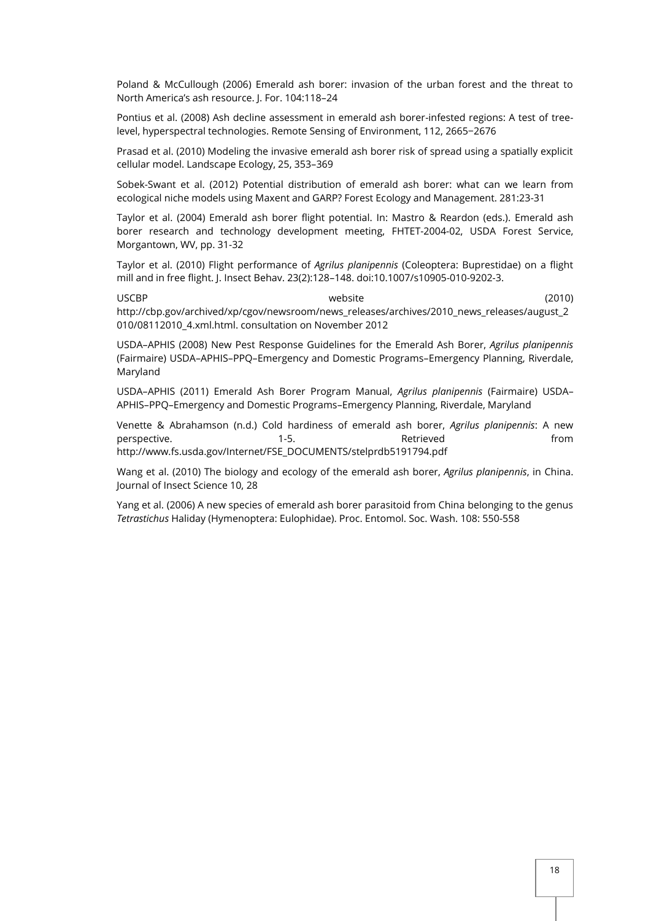Poland & McCullough (2006) Emerald ash borer: invasion of the urban forest and the threat to North America's ash resource. J. For. 104:118–24

Pontius et al. (2008) Ash decline assessment in emerald ash borer-infested regions: A test of tree-level, hyperspectral technologies. Remote Sensing of Environment, 112, 2665−2676

Prasad et al. (2010) Modeling the invasive emerald ash borer risk of spread using a spatially explicit cellular model. Landscape Ecology, 25, 353–369

Sobek-Swant et al. (2012) Potential distribution of emerald ash borer: what can we learn from ecological niche models using Maxent and GARP? Forest Ecology and Management. 281:23-31

Taylor et al. (2004) Emerald ash borer flight potential. In: Mastro & Reardon (eds.). Emerald ash borer research and technology development meeting, FHTET-2004-02, USDA Forest Service, Morgantown, WV, pp. 31-32

Taylor et al. (2010) Flight performance of *Agrilus planipennis* (Coleoptera: Buprestidae) on a flight mill and in free flight. J. Insect Behav. 23(2):128–148. doi:10.1007/s10905-010-9202-3.

USCBP website (2010) http://cbp.gov/archived/xp/cgov/newsroom/news_releases/archives/2010_news_releases/august_2010/08112010_4.xml.html. consultation on November 2012

USDA–APHIS (2008) New Pest Response Guidelines for the Emerald Ash Borer, *Agrilus planipennis* (Fairmaire) USDA–APHIS–PPQ–Emergency and Domestic Programs–Emergency Planning, Riverdale, Maryland

USDA–APHIS (2011) Emerald Ash Borer Program Manual, *Agrilus planipennis* (Fairmaire) USDA–APHIS–PPQ–Emergency and Domestic Programs–Emergency Planning, Riverdale, Maryland

Venette & Abrahamson (n.d.) Cold hardiness of emerald ash borer, *Agrilus planipennis*: A new perspective. 1-5. Retrieved from http://www.fs.usda.gov/Internet/FSE_DOCUMENTS/stelprdb5191794.pdf

Wang et al. (2010) The biology and ecology of the emerald ash borer, *Agrilus planipennis*, in China. Journal of Insect Science 10, 28

Yang et al. (2006) A new species of emerald ash borer parasitoid from China belonging to the genus *Tetrastichus* Haliday (Hymenoptera: Eulophidae). Proc. Entomol. Soc. Wash. 108: 550-558